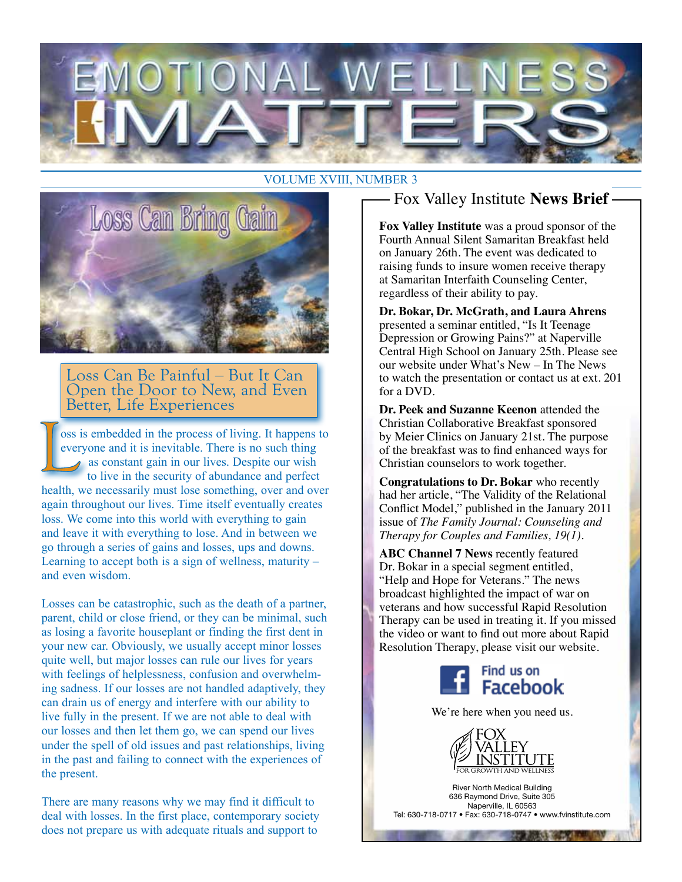# EMOTIONAL WELLNESS MATTERS

VOLUME XVIII, NUMBER 3

## Loss Can Bring Gain

### Loss Can Be Painful – But It Can Open the Door to New, and Even Better, Life Experiences

Loss is embedded in the process of living. It happens to everyone and it is inevitable. There is no such thing as constant gain in our lives. Despite our wish to live in the security of abundance and perfect health, we necessarily must lose something, over and over again throughout our lives. Time itself eventually creates loss. We come into this world with everything to gain and leave it with everything to lose. And in between we go through a series of gains and losses, ups and downs. Learning to accept both is a sign of wellness, maturity – and even wisdom.

Losses can be catastrophic, such as the death of a partner, parent, child or close friend, or they can be minimal, such as losing a favorite houseplant or finding the first dent in your new car. Obviously, we usually accept minor losses quite well, but major losses can rule our lives for years with feelings of helplessness, confusion and overwhelming sadness. If our losses are not handled adaptively, they can drain us of energy and interfere with our ability to live fully in the present. If we are not able to deal with our losses and then let them go, we can spend our lives under the spell of old issues and past relationships, living in the past and failing to connect with the experiences of the present.

There are many reasons why we may find it difficult to deal with losses. In the first place, contemporary society does not prepare us with adequate rituals and support to

## Fox Valley Institute **News Brief**

**Fox Valley Institute** was a proud sponsor of the Fourth Annual Silent Samaritan Breakfast held on January 26th. The event was dedicated to raising funds to insure women receive therapy at Samaritan Interfaith Counseling Center, regardless of their ability to pay.

**Dr. Bokar, Dr. McGrath, and Laura Ahrens** presented a seminar entitled, "Is It Teenage Depression or Growing Pains?" at Naperville Central High School on January 25th. Please see our website under What's New – In The News to watch the presentation or contact us at ext. 201 for a DVD.

**Dr. Peek and Suzanne Keenon** attended the Christian Collaborative Breakfast sponsored by Meier Clinics on January 21st. The purpose of the breakfast was to find enhanced ways for Christian counselors to work together.

**Congratulations to Dr. Bokar** who recently had her article, "The Validity of the Relational Conflict Model," published in the January 2011 issue of *The Family Journal: Counseling and Therapy for Couples and Families, 19(1).*

**ABC Channel 7 News** recently featured Dr. Bokar in a special segment entitled, "Help and Hope for Veterans." The news broadcast highlighted the impact of war on veterans and how successful Rapid Resolution Therapy can be used in treating it. If you missed the video or want to find out more about Rapid Resolution Therapy, please visit our website.

Find us on Facebook

We're here when you need us.

FOX VALLEY INSTITUTE
FOR GROWTH AND WELLNESS

River North Medical Building
636 Raymond Drive, Suite 305
Naperville, IL 60563
Tel: 630-718-0717 • Fax: 630-718-0747 • www.fvinstitute.com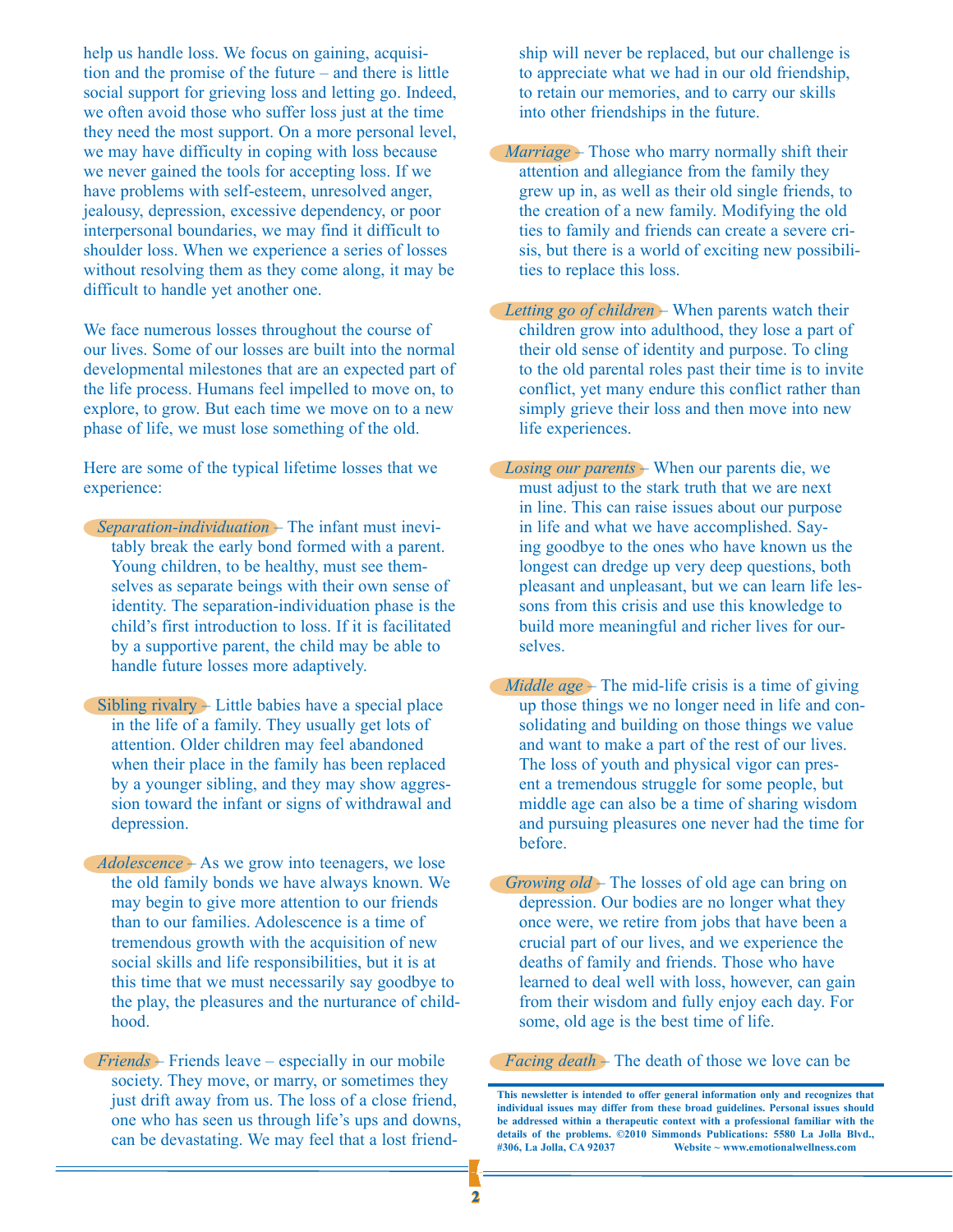help us handle loss. We focus on gaining, acquisition and the promise of the future – and there is little social support for grieving loss and letting go. Indeed, we often avoid those who suffer loss just at the time they need the most support. On a more personal level, we may have difficulty in coping with loss because we never gained the tools for accepting loss. If we have problems with self-esteem, unresolved anger, jealousy, depression, excessive dependency, or poor interpersonal boundaries, we may find it difficult to shoulder loss. When we experience a series of losses without resolving them as they come along, it may be difficult to handle yet another one.

We face numerous losses throughout the course of our lives. Some of our losses are built into the normal developmental milestones that are an expected part of the life process. Humans feel impelled to move on, to explore, to grow. But each time we move on to a new phase of life, we must lose something of the old.

Here are some of the typical lifetime losses that we experience:

*Separation-individuation* – The infant must inevitably break the early bond formed with a parent. Young children, to be healthy, must see themselves as separate beings with their own sense of identity. The separation-individuation phase is the child's first introduction to loss. If it is facilitated by a supportive parent, the child may be able to handle future losses more adaptively.

Sibling rivalry – Little babies have a special place in the life of a family. They usually get lots of attention. Older children may feel abandoned when their place in the family has been replaced by a younger sibling, and they may show aggression toward the infant or signs of withdrawal and depression.

*Adolescence* – As we grow into teenagers, we lose the old family bonds we have always known. We may begin to give more attention to our friends than to our families. Adolescence is a time of tremendous growth with the acquisition of new social skills and life responsibilities, but it is at this time that we must necessarily say goodbye to the play, the pleasures and the nurturance of childhood.

*Friends* – Friends leave – especially in our mobile society. They move, or marry, or sometimes they just drift away from us. The loss of a close friend, one who has seen us through life's ups and downs, can be devastating. We may feel that a lost friendship will never be replaced, but our challenge is to appreciate what we had in our old friendship, to retain our memories, and to carry our skills into other friendships in the future.

*Marriage* – Those who marry normally shift their attention and allegiance from the family they grew up in, as well as their old single friends, to the creation of a new family. Modifying the old ties to family and friends can create a severe crisis, but there is a world of exciting new possibilities to replace this loss.

*Letting go of children* – When parents watch their children grow into adulthood, they lose a part of their old sense of identity and purpose. To cling to the old parental roles past their time is to invite conflict, yet many endure this conflict rather than simply grieve their loss and then move into new life experiences.

*Losing our parents* – When our parents die, we must adjust to the stark truth that we are next in line. This can raise issues about our purpose in life and what we have accomplished. Saying goodbye to the ones who have known us the longest can dredge up very deep questions, both pleasant and unpleasant, but we can learn life lessons from this crisis and use this knowledge to build more meaningful and richer lives for ourselves.

*Middle age* – The mid-life crisis is a time of giving up those things we no longer need in life and consolidating and building on those things we value and want to make a part of the rest of our lives. The loss of youth and physical vigor can present a tremendous struggle for some people, but middle age can also be a time of sharing wisdom and pursuing pleasures one never had the time for before.

*Growing old* – The losses of old age can bring on depression. Our bodies are no longer what they once were, we retire from jobs that have been a crucial part of our lives, and we experience the deaths of family and friends. Those who have learned to deal well with loss, however, can gain from their wisdom and fully enjoy each day. For some, old age is the best time of life.

*Facing death* – The death of those we love can be

**This newsletter is intended to offer general information only and recognizes that individual issues may differ from these broad guidelines. Personal issues should be addressed within a therapeutic context with a professional familiar with the details of the problems. ©2010 Simmonds Publications: 5580 La Jolla Blvd., #306, La Jolla, CA 92037 Website ~ www.emotionalwellness.com**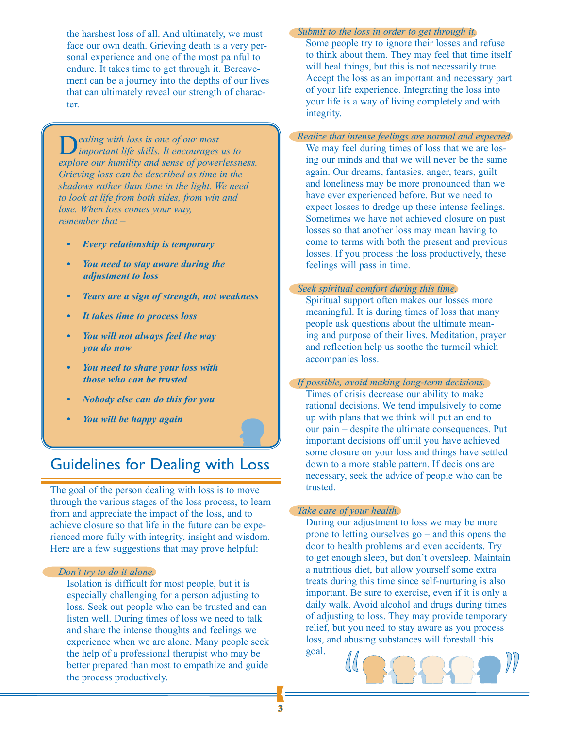the harshest loss of all. And ultimately, we must face our own death. Grieving death is a very personal experience and one of the most painful to endure. It takes time to get through it. Bereavement can be a journey into the depths of our lives that can ultimately reveal our strength of character.

*Dealing with loss is one of our most important life skills. It encourages us to explore our humility and sense of powerlessness. Grieving loss can be described as time in the shadows rather than time in the light. We need to look at life from both sides, from win and lose. When loss comes your way, remember that –*

- ***Every relationship is temporary***
- ***You need to stay aware during the adjustment to loss***
- ***Tears are a sign of strength, not weakness***
- ***It takes time to process loss***
- ***You will not always feel the way you do now***
- ***You need to share your loss with those who can be trusted***
- ***Nobody else can do this for you***
- ***You will be happy again***

## Guidelines for Dealing with Loss

The goal of the person dealing with loss is to move through the various stages of the loss process, to learn from and appreciate the impact of the loss, and to achieve closure so that life in the future can be experienced more fully with integrity, insight and wisdom. Here are a few suggestions that may prove helpful:

*Don't try to do it alone.*

Isolation is difficult for most people, but it is especially challenging for a person adjusting to loss. Seek out people who can be trusted and can listen well. During times of loss we need to talk and share the intense thoughts and feelings we experience when we are alone. Many people seek the help of a professional therapist who may be better prepared than most to empathize and guide the process productively.

*Submit to the loss in order to get through it.*

Some people try to ignore their losses and refuse to think about them. They may feel that time itself will heal things, but this is not necessarily true. Accept the loss as an important and necessary part of your life experience. Integrating the loss into your life is a way of living completely and with integrity.

*Realize that intense feelings are normal and expected.*

We may feel during times of loss that we are losing our minds and that we will never be the same again. Our dreams, fantasies, anger, tears, guilt and loneliness may be more pronounced than we have ever experienced before. But we need to expect losses to dredge up these intense feelings. Sometimes we have not achieved closure on past losses so that another loss may mean having to come to terms with both the present and previous losses. If you process the loss productively, these feelings will pass in time.

*Seek spiritual comfort during this time.*

Spiritual support often makes our losses more meaningful. It is during times of loss that many people ask questions about the ultimate meaning and purpose of their lives. Meditation, prayer and reflection help us soothe the turmoil which accompanies loss.

*If possible, avoid making long-term decisions.*

Times of crisis decrease our ability to make rational decisions. We tend impulsively to come up with plans that we think will put an end to our pain – despite the ultimate consequences. Put important decisions off until you have achieved some closure on your loss and things have settled down to a more stable pattern. If decisions are necessary, seek the advice of people who can be trusted.

*Take care of your health.*

During our adjustment to loss we may be more prone to letting ourselves go – and this opens the door to health problems and even accidents. Try to get enough sleep, but don't oversleep. Maintain a nutritious diet, but allow yourself some extra treats during this time since self-nurturing is also important. Be sure to exercise, even if it is only a daily walk. Avoid alcohol and drugs during times of adjusting to loss. They may provide temporary relief, but you need to stay aware as you process loss, and abusing substances will forestall this goal.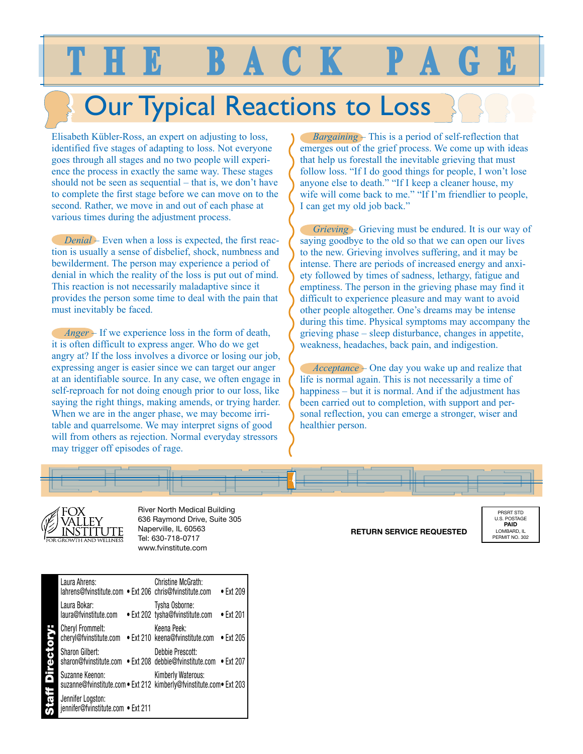# THE BACK PAGE

## Our Typical Reactions to Loss

Elisabeth Kübler-Ross, an expert on adjusting to loss, identified five stages of adapting to loss. Not everyone goes through all stages and no two people will experience the process in exactly the same way. These stages should not be seen as sequential – that is, we don't have to complete the first stage before we can move on to the second. Rather, we move in and out of each phase at various times during the adjustment process.

*Denial* – Even when a loss is expected, the first reaction is usually a sense of disbelief, shock, numbness and bewilderment. The person may experience a period of denial in which the reality of the loss is put out of mind. This reaction is not necessarily maladaptive since it provides the person some time to deal with the pain that must inevitably be faced.

*Anger* – If we experience loss in the form of death, it is often difficult to express anger. Who do we get angry at? If the loss involves a divorce or losing our job, expressing anger is easier since we can target our anger at an identifiable source. In any case, we often engage in self-reproach for not doing enough prior to our loss, like saying the right things, making amends, or trying harder. When we are in the anger phase, we may become irritable and quarrelsome. We may interpret signs of good will from others as rejection. Normal everyday stressors may trigger off episodes of rage.

*Bargaining* – This is a period of self-reflection that emerges out of the grief process. We come up with ideas that help us forestall the inevitable grieving that must follow loss. "If I do good things for people, I won't lose anyone else to death." "If I keep a cleaner house, my wife will come back to me." "If I'm friendlier to people, I can get my old job back."

*Grieving* – Grieving must be endured. It is our way of saying goodbye to the old so that we can open our lives to the new. Grieving involves suffering, and it may be intense. There are periods of increased energy and anxiety followed by times of sadness, lethargy, fatigue and emptiness. The person in the grieving phase may find it difficult to experience pleasure and may want to avoid other people altogether. One's dreams may be intense during this time. Physical symptoms may accompany the grieving phase – sleep disturbance, changes in appetite, weakness, headaches, back pain, and indigestion.

*Acceptance* – One day you wake up and realize that life is normal again. This is not necessarily a time of happiness – but it is normal. And if the adjustment has been carried out to completion, with support and personal reflection, you can emerge a stronger, wiser and healthier person.

---

FOX VALLEY INSTITUTE
FOR GROWTH AND WELLNESS

River North Medical Building
636 Raymond Drive, Suite 305
Naperville, IL 60563
Tel: 630-718-0717
www.fvinstitute.com

**RETURN SERVICE REQUESTED**

PRSRT STD
U.S. POSTAGE
**PAID**
LOMBARD, IL
PERMIT NO. 302

**Staff Directory:**

| | |
|---|---|
| Laura Ahrens: lahrens@fvinstitute.com • Ext 206 | Christine McGrath: chris@fvinstitute.com • Ext 209 |
| Laura Bokar: laura@fvinstitute.com • Ext 202 | Tysha Osborne: tysha@fvinstitute.com • Ext 201 |
| Cheryl Frommelt: cheryl@fvinstitute.com • Ext 210 | Keena Peek: keena@fvinstitute.com • Ext 205 |
| Sharon Gilbert: sharon@fvinstitute.com • Ext 208 | Debbie Prescott: debbie@fvinstitute.com • Ext 207 |
| Suzanne Keenon: suzanne@fvinstitute.com • Ext 212 | Kimberly Waterous: kimberly@fvinstitute.com • Ext 203 |
| Jennifer Logston: jennifer@fvinstitute.com • Ext 211 | |